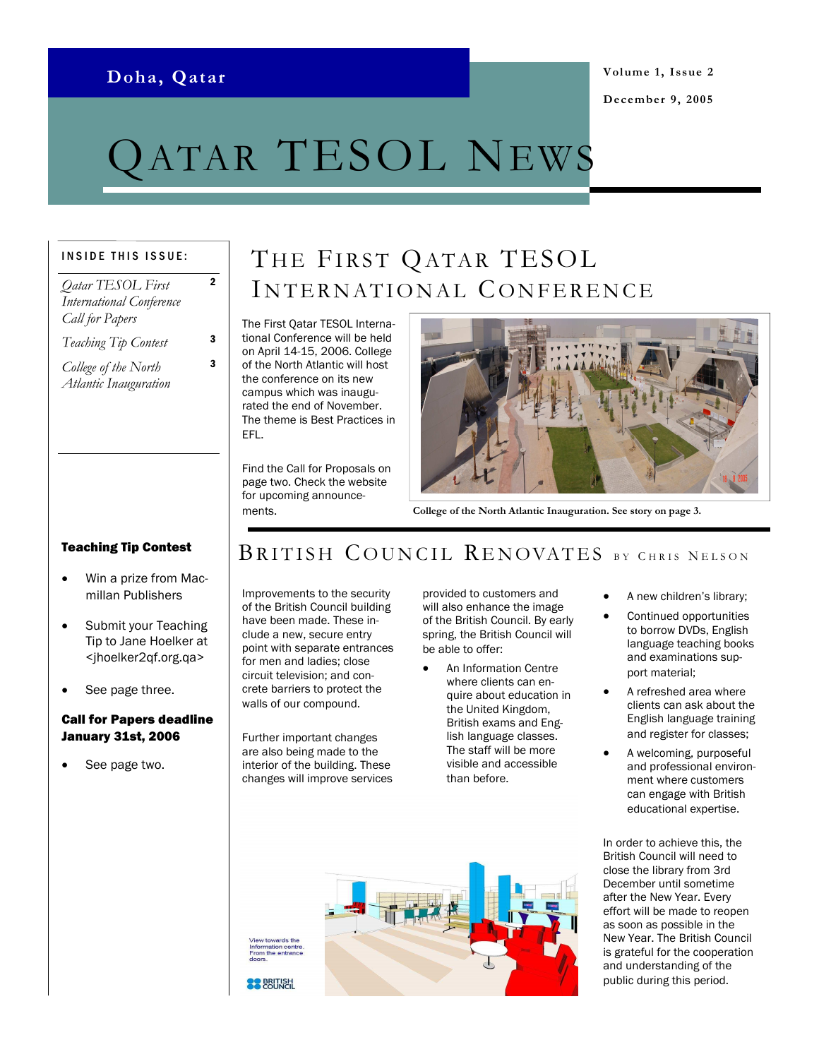Doha, Qatar

Volume 1, Issue 2

December 9, 2005

# Qatar TESOL News

**INSIDE THIS ISSUE:**

| | |
|---|---|
| *Qatar TESOL First International Conference Call for Papers* | 2 |
| *Teaching Tip Contest* | 3 |
| *College of the North Atlantic Inauguration* | 3 |

**Teaching Tip Contest**

- Win a prize from Macmillan Publishers
- Submit your Teaching Tip to Jane Hoelker at <jhoelker2qf.org.qa>
- See page three.

**Call for Papers deadline January 31st, 2006**

- See page two.

## The First Qatar TESOL International Conference

The First Qatar TESOL International Conference will be held on April 14-15, 2006. College of the North Atlantic will host the conference on its new campus which was inaugurated the end of November. The theme is Best Practices in EFL.

Find the Call for Proposals on page two. Check the website for upcoming announcements.

College of the North Atlantic Inauguration. See story on page 3.

## British Council Renovates by Chris Nelson

Improvements to the security of the British Council building have been made. These include a new, secure entry point with separate entrances for men and ladies; close circuit television; and concrete barriers to protect the walls of our compound.

Further important changes are also being made to the interior of the building. These changes will improve services provided to customers and will also enhance the image of the British Council. By early spring, the British Council will be able to offer:

- An Information Centre where clients can enquire about education in the United Kingdom, British exams and English language classes. The staff will be more visible and accessible than before.
- A new children's library;
- Continued opportunities to borrow DVDs, English language teaching books and examinations support material;
- A refreshed area where clients can ask about the English language training and register for classes;
- A welcoming, purposeful and professional environment where customers can engage with British educational expertise.

In order to achieve this, the British Council will need to close the library from 3rd December until sometime after the New Year. Every effort will be made to reopen as soon as possible in the New Year. The British Council is grateful for the cooperation and understanding of the public during this period.

View towards the Information centre. From the entrance doors.

BRITISH COUNCIL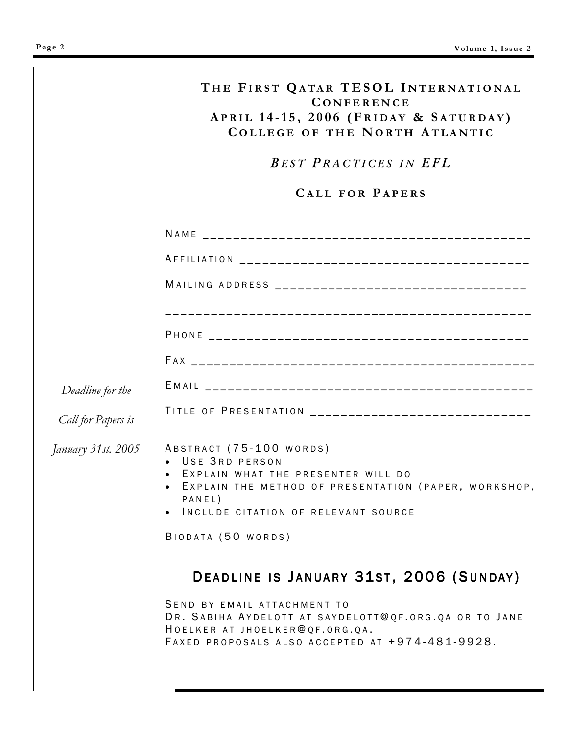*Deadline for the Call for Papers is January 31st. 2005*

## The First Qatar TESOL International Conference
## April 14-15, 2006 (Friday & Saturday)
## College of the North Atlantic

### *Best Practices in EFL*

### Call for Papers

Name ________________________________________

Affiliation ____________________________________

Mailing address _________________________________

_____________________________________________

Phone _______________________________________

Fax _________________________________________

Email _______________________________________

Title of Presentation ____________________________

Abstract (75-100 words)

- Use 3rd person
- Explain what the presenter will do
- Explain the method of presentation (paper, workshop, panel)
- Include citation of relevant source

Biodata (50 words)

## Deadline is January 31st, 2006 (Sunday)

Send by email attachment to
Dr. Sabiha Aydelott at saydelott@qf.org.qa or to Jane Hoelker at jhoelker@qf.org.qa.
Faxed proposals also accepted at +974-481-9928.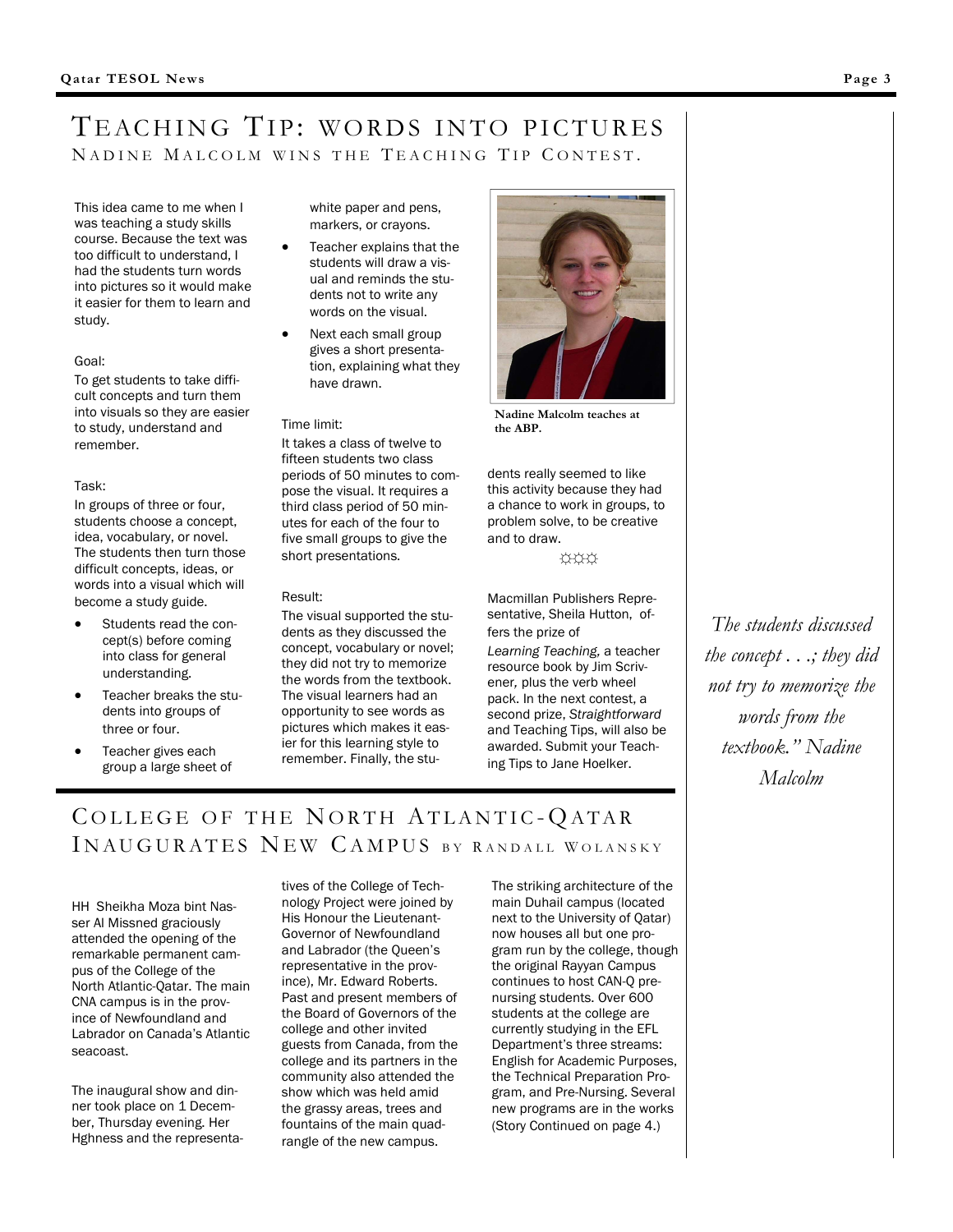# TEACHING TIP: WORDS INTO PICTURES

## NADINE MALCOLM WINS THE TEACHING TIP CONTEST.

This idea came to me when I was teaching a study skills course. Because the text was too difficult to understand, I had the students turn words into pictures so it would make it easier for them to learn and study.

Goal:

To get students to take difficult concepts and turn them into visuals so they are easier to study, understand and remember.

Task:

In groups of three or four, students choose a concept, idea, vocabulary, or novel. The students then turn those difficult concepts, ideas, or words into a visual which will become a study guide.

- Students read the concept(s) before coming into class for general understanding.
- Teacher breaks the students into groups of three or four.
- Teacher gives each group a large sheet of white paper and pens, markers, or crayons.
- Teacher explains that the students will draw a visual and reminds the students not to write any words on the visual.
- Next each small group gives a short presentation, explaining what they have drawn.

Time limit:

It takes a class of twelve to fifteen students two class periods of 50 minutes to compose the visual. It requires a third class period of 50 minutes for each of the four to five small groups to give the short presentations.

Result:

The visual supported the students as they discussed the concept, vocabulary or novel; they did not try to memorize the words from the textbook. The visual learners had an opportunity to see words as pictures which makes it easier for this learning style to remember. Finally, the students really seemed to like this activity because they had a chance to work in groups, to problem solve, to be creative and to draw.

**Nadine Malcolm teaches at the ABP.**

☼☼☼

Macmillan Publishers Representative, Sheila Hutton, offers the prize of *Learning Teaching,* a teacher resource book by Jim Scrivener, plus the verb wheel pack. In the next contest, a second prize, *Straightforward* and Teaching Tips, will also be awarded. Submit your Teaching Tips to Jane Hoelker.

*"The students discussed the concept . . .; they did not try to memorize the words from the textbook." Nadine Malcolm*

# COLLEGE OF THE NORTH ATLANTIC-QATAR INAUGURATES NEW CAMPUS BY RANDALL WOLANSKY

HH Sheikha Moza bint Nasser Al Missned graciously attended the opening of the remarkable permanent campus of the College of the North Atlantic-Qatar. The main CNA campus is in the province of Newfoundland and Labrador on Canada's Atlantic seacoast.

The inaugural show and dinner took place on 1 December, Thursday evening. Her Hghness and the representatives of the College of Technology Project were joined by His Honour the Lieutenant-Governor of Newfoundland and Labrador (the Queen's representative in the province), Mr. Edward Roberts. Past and present members of the Board of Governors of the college and other invited guests from Canada, from the college and its partners in the community also attended the show which was held amid the grassy areas, trees and fountains of the main quadrangle of the new campus.

The striking architecture of the main Duhail campus (located next to the University of Qatar) now houses all but one program run by the college, though the original Rayyan Campus continues to host CAN-Q pre-nursing students. Over 600 students at the college are currently studying in the EFL Department's three streams: English for Academic Purposes, the Technical Preparation Program, and Pre-Nursing. Several new programs are in the works (Story Continued on page 4.)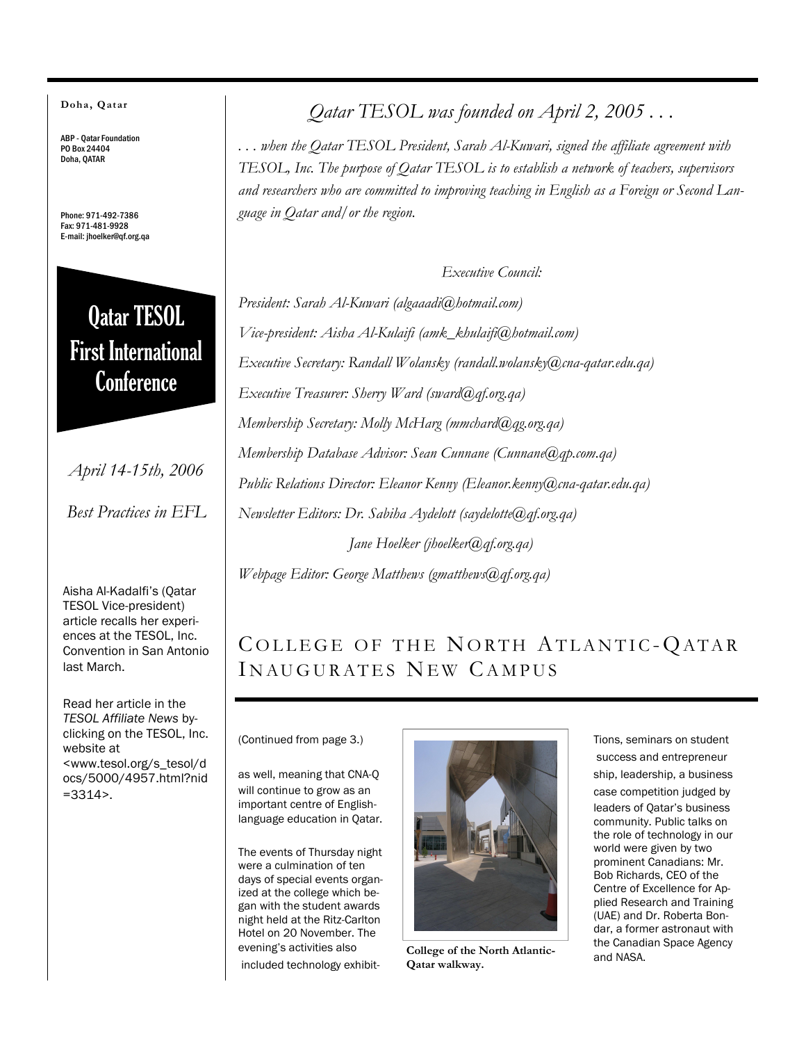**Doha, Qatar**

ABP - Qatar Foundation
PO Box 24404
Doha, QATAR

Phone: 971-492-7386
Fax: 971-481-9928
E-mail: jhoelker@qf.org.qa

## Qatar TESOL First International Conference

*April 14-15th, 2006*

*Best Practices in EFL*

Aisha Al-Kadalfi's (Qatar TESOL Vice-president) article recalls her experiences at the TESOL, Inc. Convention in San Antonio last March.

Read her article in the *TESOL Affiliate News* by clicking on the TESOL, Inc. website at <www.tesol.org/s_tesol/docs/5000/4957.html?nid=3314>.

## *Qatar TESOL was founded on April 2, 2005 . . .*

*. . . when the Qatar TESOL President, Sarah Al-Kuwari, signed the affiliate agreement with TESOL, Inc. The purpose of Qatar TESOL is to establish a network of teachers, supervisors and researchers who are committed to improving teaching in English as a Foreign or Second Language in Qatar and/or the region.*

*Executive Council:*

*President: Sarah Al-Kuwari (algaaadi@hotmail.com)*

*Vice-president: Aisha Al-Kulaifi (amk_khulaifi@hotmail.com)*

*Executive Secretary: Randall Wolansky (randall.wolansky@cna-qatar.edu.qa)*

*Executive Treasurer: Sherry Ward (sward@qf.org.qa)*

*Membership Secretary: Molly McHarg (mmchard@qg.org.qa)*

*Membership Database Advisor: Sean Cunnane (Cunnane@qp.com.qa)*

*Public Relations Director: Eleanor Kenny (Eleanor.kenny@cna-qatar.edu.qa)*

*Newsletter Editors: Dr. Sabiha Aydelott (saydelotte@qf.org.qa)*

*Jane Hoelker (jhoelker@qf.org.qa)*

*Webpage Editor: George Matthews (gmatthews@qf.org.qa)*

## College of the North Atlantic-Qatar Inaugurates New Campus

(Continued from page 3.)

as well, meaning that CNA-Q will continue to grow as an important centre of English-language education in Qatar.

The events of Thursday night were a culmination of ten days of special events organized at the college which began with the student awards night held at the Ritz-Carlton Hotel on 20 November. The evening's activities also included technology exhibitions, seminars on student success and entrepreneurship, leadership, a business case competition judged by leaders of Qatar's business community. Public talks on the role of technology in our world were given by two prominent Canadians: Mr. Bob Richards, CEO of the Centre of Excellence for Applied Research and Training (UAE) and Dr. Roberta Bondar, a former astronaut with the Canadian Space Agency and NASA.

**College of the North Atlantic-Qatar walkway.**